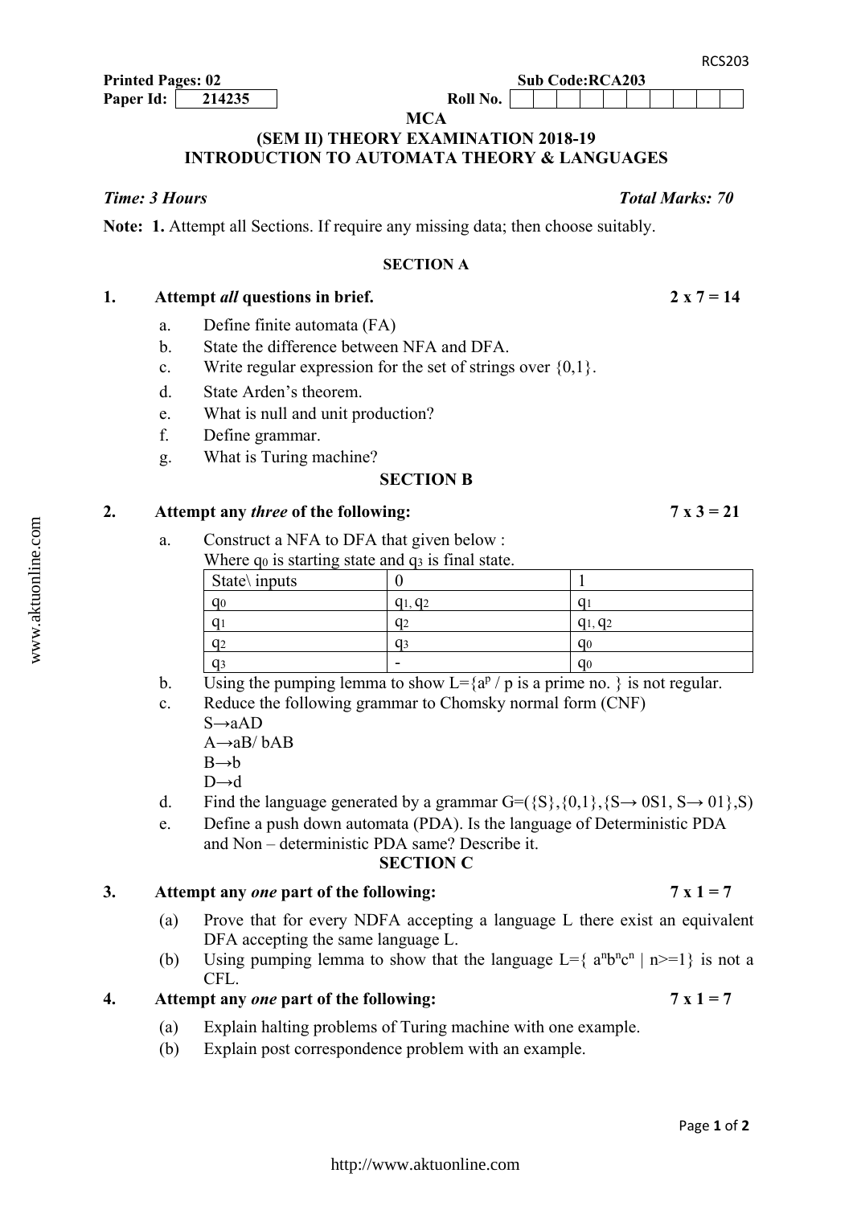Printed Pages: 02　　　　　　　　　　Sub Code:RCA203

Paper Id: 214235　　　　　　　　　　Roll No.

**MCA**

**(SEM II) THEORY EXAMINATION 2018-19**

**INTRODUCTION TO AUTOMATA THEORY & LANGUAGES**

***Time: 3 Hours***　　　　　　　　　　***Total Marks: 70***

**Note: 1.** Attempt all Sections. If require any missing data; then choose suitably.

## SECTION A

**1. Attempt *all* questions in brief.　　　　2 x 7 = 14**

a. Define finite automata (FA)

b. State the difference between NFA and DFA.

c. Write regular expression for the set of strings over {0,1}.

d. State Arden's theorem.

e. What is null and unit production?

f. Define grammar.

g. What is Turing machine?

## SECTION B

**2. Attempt any *three* of the following:　　　　7 x 3 = 21**

a. Construct a NFA to DFA that given below :
Where $q_0$ is starting state and $q_3$ is final state.

| State\ inputs | 0 | 1 |
|---|---|---|
| $q_0$ | $q_1, q_2$ | $q_1$ |
| $q_1$ | $q_2$ | $q_1, q_2$ |
| $q_2$ | $q_3$ | $q_0$ |
| $q_3$ | - | $q_0$ |

b. Using the pumping lemma to show $L=\{a^p \mid p \text{ is a prime no.}\}$ is not regular.

c. Reduce the following grammar to Chomsky normal form (CNF)
$S\rightarrow aAD$
$A\rightarrow aB / bAB$
$B\rightarrow b$
$D\rightarrow d$

d. Find the language generated by a grammar $G=(\{S\},\{0,1\},\{S\rightarrow 0S1, S\rightarrow 01\},S)$

e. Define a push down automata (PDA). Is the language of Deterministic PDA and Non – deterministic PDA same? Describe it.

## SECTION C

**3. Attempt any *one* part of the following:　　　　7 x 1 = 7**

(a) Prove that for every NDFA accepting a language L there exist an equivalent DFA accepting the same language L.

(b) Using pumping lemma to show that the language $L=\{ a^n b^n c^n \mid n>=1\}$ is not a CFL.

**4. Attempt any *one* part of the following:　　　　7 x 1 = 7**

(a) Explain halting problems of Turing machine with one example.

(b) Explain post correspondence problem with an example.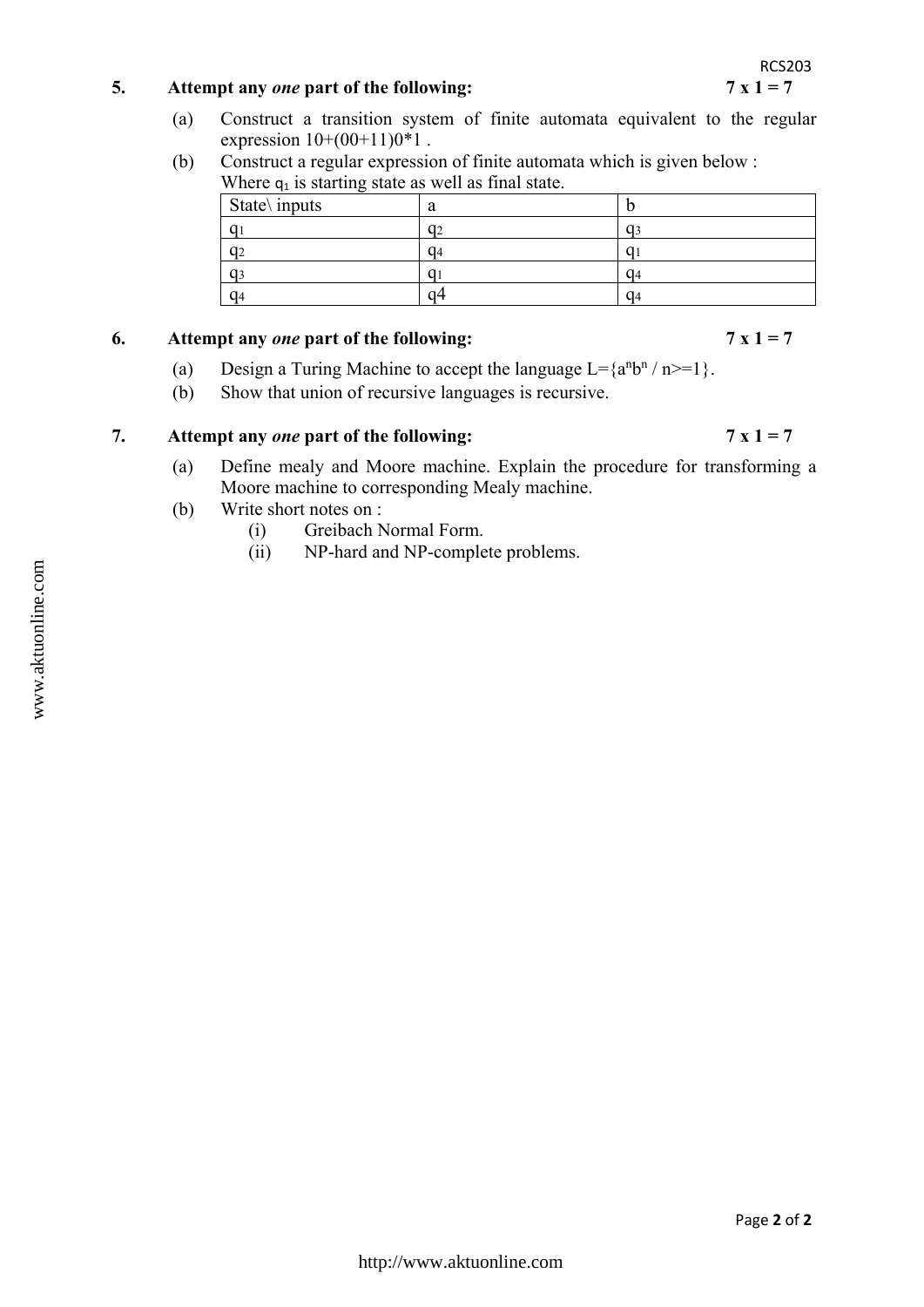**5. Attempt any *one* part of the following: 7 x 1 = 7**

(a) Construct a transition system of finite automata equivalent to the regular expression 10+(00+11)0*1 .

(b) Construct a regular expression of finite automata which is given below :
Where $q_1$ is starting state as well as final state.

| State\ inputs | a | b |
|---|---|---|
| $q_1$ | $q_2$ | $q_3$ |
| $q_2$ | $q_4$ | $q_1$ |
| $q_3$ | $q_1$ | $q_4$ |
| $q_4$ | $q_4$ | $q_4$ |

**6. Attempt any *one* part of the following: 7 x 1 = 7**

(a) Design a Turing Machine to accept the language $L=\{a^n b^n / n>=1\}$.

(b) Show that union of recursive languages is recursive.

**7. Attempt any *one* part of the following: 7 x 1 = 7**

(a) Define mealy and Moore machine. Explain the procedure for transforming a Moore machine to corresponding Mealy machine.

(b) Write short notes on :

(i) Greibach Normal Form.

(ii) NP-hard and NP-complete problems.